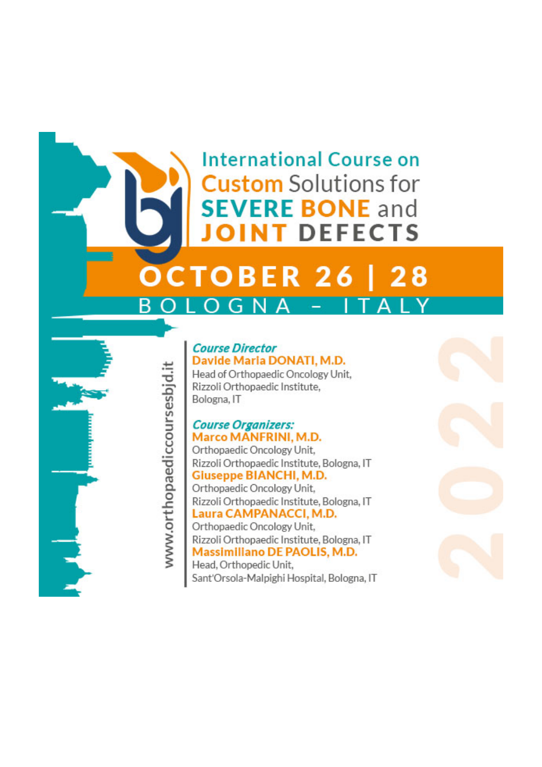# International Course on Custom Solutions for SEVERE BONE and JOINT DEFECTS

## OCTOBER 26 | 28

### BOLOGNA – ITALY

2022

www.orthopaediccoursesbjd.it

***Course Director***

**Davide Maria DONATI, M.D.**
Head of Orthopaedic Oncology Unit,
Rizzoli Orthopaedic Institute,
Bologna, IT

***Course Organizers:***

**Marco MANFRINI, M.D.**
Orthopaedic Oncology Unit,
Rizzoli Orthopaedic Institute, Bologna, IT

**Giuseppe BIANCHI, M.D.**
Orthopaedic Oncology Unit,
Rizzoli Orthopaedic Institute, Bologna, IT

**Laura CAMPANACCI, M.D.**
Orthopaedic Oncology Unit,
Rizzoli Orthopaedic Institute, Bologna, IT

**Massimiliano DE PAOLIS, M.D.**
Head, Orthopedic Unit,
Sant'Orsola-Malpighi Hospital, Bologna, IT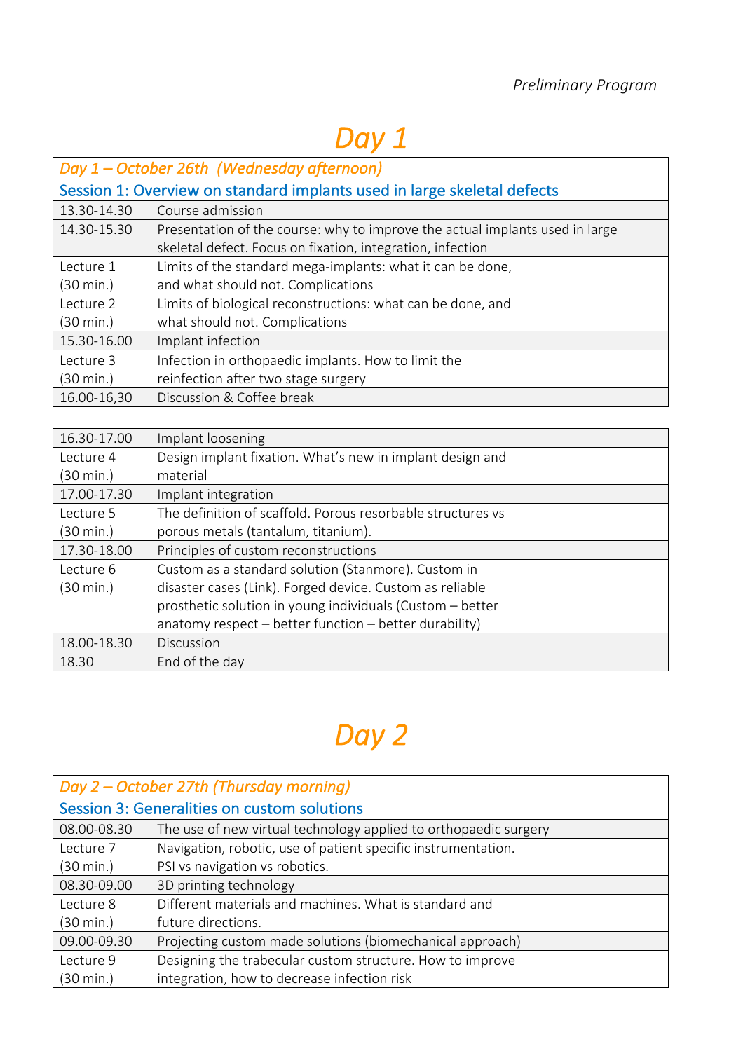*Preliminary Program*

# *Day 1*

| *Day 1 – October 26th (Wednesday afternoon)* | | |
|---|---|---|
| Session 1: Overview on standard implants used in large skeletal defects | | |
| 13.30-14.30 | Course admission | |
| 14.30-15.30 | Presentation of the course: why to improve the actual implants used in large skeletal defect. Focus on fixation, integration, infection | |
| Lecture 1 (30 min.) | Limits of the standard mega-implants: what it can be done, and what should not. Complications | |
| Lecture 2 (30 min.) | Limits of biological reconstructions: what can be done, and what should not. Complications | |
| 15.30-16.00 | Implant infection | |
| Lecture 3 (30 min.) | Infection in orthopaedic implants. How to limit the reinfection after two stage surgery | |
| 16.00-16,30 | Discussion & Coffee break | |

| | | |
|---|---|---|
| 16.30-17.00 | Implant loosening | |
| Lecture 4 (30 min.) | Design implant fixation. What's new in implant design and material | |
| 17.00-17.30 | Implant integration | |
| Lecture 5 (30 min.) | The definition of scaffold. Porous resorbable structures vs porous metals (tantalum, titanium). | |
| 17.30-18.00 | Principles of custom reconstructions | |
| Lecture 6 (30 min.) | Custom as a standard solution (Stanmore). Custom in disaster cases (Link). Forged device. Custom as reliable prosthetic solution in young individuals (Custom – better anatomy respect – better function – better durability) | |
| 18.00-18.30 | Discussion | |
| 18.30 | End of the day | |

# *Day 2*

| *Day 2 – October 27th (Thursday morning)* | | |
|---|---|---|
| Session 3: Generalities on custom solutions | | |
| 08.00-08.30 | The use of new virtual technology applied to orthopaedic surgery | |
| Lecture 7 (30 min.) | Navigation, robotic, use of patient specific instrumentation. PSI vs navigation vs robotics. | |
| 08.30-09.00 | 3D printing technology | |
| Lecture 8 (30 min.) | Different materials and machines. What is standard and future directions. | |
| 09.00-09.30 | Projecting custom made solutions (biomechanical approach) | |
| Lecture 9 (30 min.) | Designing the trabecular custom structure. How to improve integration, how to decrease infection risk | |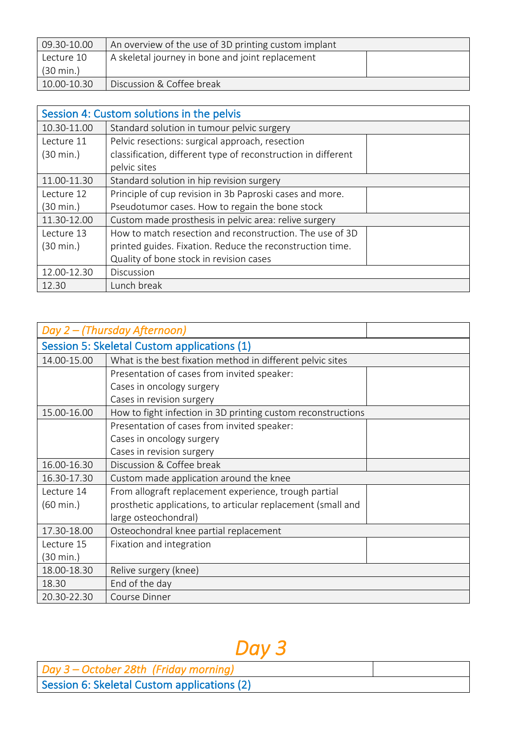| | | |
|---|---|---|
| 09.30-10.00 | An overview of the use of 3D printing custom implant | |
| Lecture 10 (30 min.) | A skeletal journey in bone and joint replacement | |
| 10.00-10.30 | Discussion & Coffee break | |

| Session 4: Custom solutions in the pelvis | | |
|---|---|---|
| 10.30-11.00 | Standard solution in tumour pelvic surgery | |
| Lecture 11 (30 min.) | Pelvic resections: surgical approach, resection classification, different type of reconstruction in different pelvic sites | |
| 11.00-11.30 | Standard solution in hip revision surgery | |
| Lecture 12 (30 min.) | Principle of cup revision in 3b Paproski cases and more. Pseudotumor cases. How to regain the bone stock | |
| 11.30-12.00 | Custom made prosthesis in pelvic area: relive surgery | |
| Lecture 13 (30 min.) | How to match resection and reconstruction. The use of 3D printed guides. Fixation. Reduce the reconstruction time. Quality of bone stock in revision cases | |
| 12.00-12.30 | Discussion | |
| 12.30 | Lunch break | |

| *Day 2 – (Thursday Afternoon)* | | |
|---|---|---|
| **Session 5: Skeletal Custom applications (1)** | | |
| 14.00-15.00 | What is the best fixation method in different pelvic sites | |
| | Presentation of cases from invited speaker: Cases in oncology surgery Cases in revision surgery | |
| 15.00-16.00 | How to fight infection in 3D printing custom reconstructions | |
| | Presentation of cases from invited speaker: Cases in oncology surgery Cases in revision surgery | |
| 16.00-16.30 | Discussion & Coffee break | |
| 16.30-17.30 | Custom made application around the knee | |
| Lecture 14 (60 min.) | From allograft replacement experience, trough partial prosthetic applications, to articular replacement (small and large osteochondral) | |
| 17.30-18.00 | Osteochondral knee partial replacement | |
| Lecture 15 (30 min.) | Fixation and integration | |
| 18.00-18.30 | Relive surgery (knee) | |
| 18.30 | End of the day | |
| 20.30-22.30 | Course Dinner | |

# *Day 3*

| *Day 3 – October 28th (Friday morning)* | |
|---|---|
| **Session 6: Skeletal Custom applications (2)** | |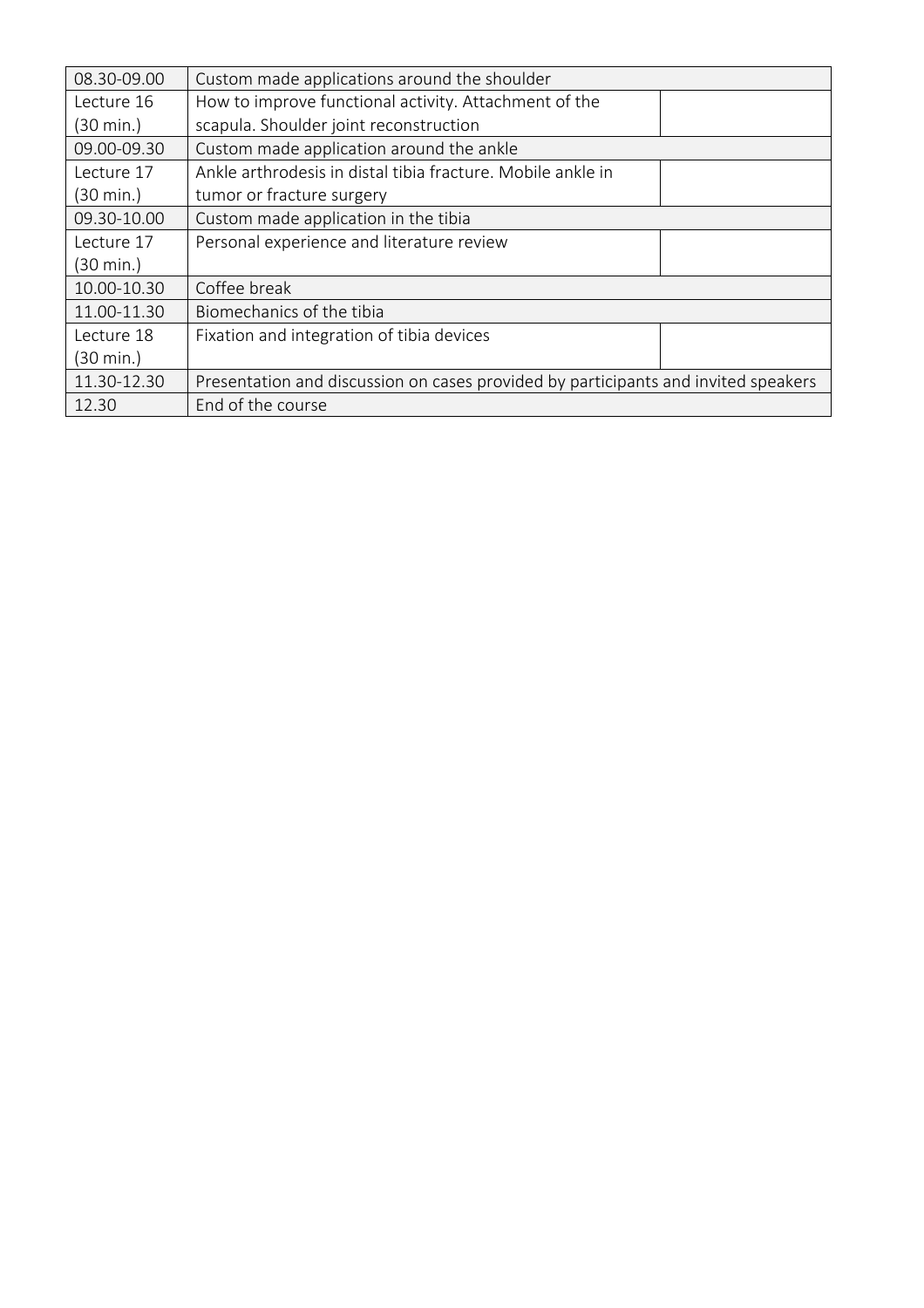| | | |
|---|---|---|
| 08.30-09.00 | Custom made applications around the shoulder | |
| Lecture 16 (30 min.) | How to improve functional activity. Attachment of the scapula. Shoulder joint reconstruction | |
| 09.00-09.30 | Custom made application around the ankle | |
| Lecture 17 (30 min.) | Ankle arthrodesis in distal tibia fracture. Mobile ankle in tumor or fracture surgery | |
| 09.30-10.00 | Custom made application in the tibia | |
| Lecture 17 (30 min.) | Personal experience and literature review | |
| 10.00-10.30 | Coffee break | |
| 11.00-11.30 | Biomechanics of the tibia | |
| Lecture 18 (30 min.) | Fixation and integration of tibia devices | |
| 11.30-12.30 | Presentation and discussion on cases provided by participants and invited speakers | |
| 12.30 | End of the course | |